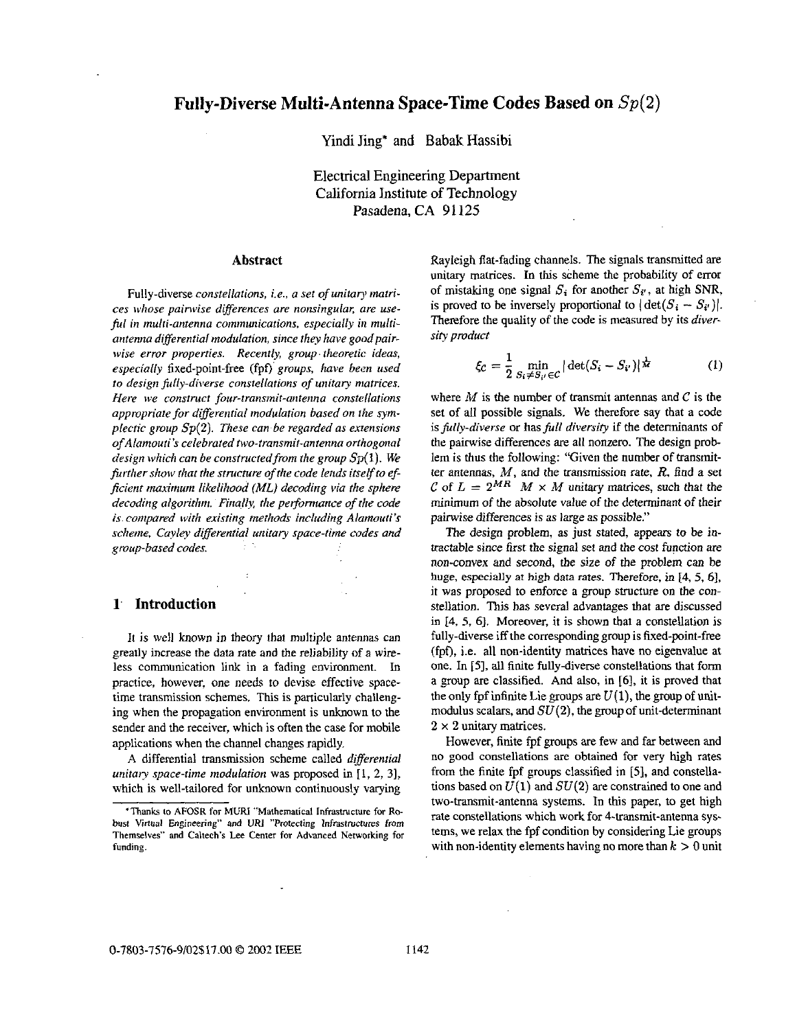# Fully-Diverse Multi-Antenna Space-Time Codes Based on $Sp(2)$

Yindi Jing* and Babak Hassibi

Electrical Engineering Department
California Institute of Technology
Pasadena, CA 91125

## Abstract

*Fully-diverse constellations, i.e., a set of unitary matrices whose pairwise differences are nonsingular, are useful in multi-antenna communications, especially in multi-antenna differential modulation, since they have good pairwise error properties. Recently, group-theoretic ideas, especially* fixed-point-free (fpf) *groups, have been used to design fully-diverse constellations of unitary matrices. Here we construct four-transmit-antenna constellations appropriate for differential modulation based on the symplectic group $Sp(2)$. These can be regarded as extensions of Alamouti's celebrated two-transmit-antenna orthogonal design which can be constructed from the group $Sp(1)$. We further show that the structure of the code lends itself to efficient maximum likelihood (ML) decoding via the sphere decoding algorithm. Finally, the performance of the code is compared with existing methods including Alamouti's scheme, Cayley differential unitary space-time codes and group-based codes.*

## 1 Introduction

It is well known in theory that multiple antennas can greatly increase the data rate and the reliability of a wireless communication link in a fading environment. In practice, however, one needs to devise effective space-time transmission schemes. This is particularly challenging when the propagation environment is unknown to the sender and the receiver, which is often the case for mobile applications when the channel changes rapidly.

A differential transmission scheme called *differential unitary space-time modulation* was proposed in [1, 2, 3], which is well-tailored for unknown continuously varying Rayleigh flat-fading channels. The signals transmitted are unitary matrices. In this scheme the probability of error of mistaking one signal $S_i$ for another $S_{i'}$, at high SNR, is proved to be inversely proportional to $|\det(S_i - S_{i'})|$. Therefore the quality of the code is measured by its *diversity product*

$$\xi_C = \frac{1}{2} \min_{S_i \neq S_{i'} \in C} |\det(S_i - S_{i'})|^{\frac{1}{M}} \tag{1}$$

where $M$ is the number of transmit antennas and $C$ is the set of all possible signals. We therefore say that a code is *fully-diverse* or has *full diversity* if the determinants of the pairwise differences are all nonzero. The design problem is thus the following: "Given the number of transmitter antennas, $M$, and the transmission rate, $R$, find a set $C$ of $L = 2^{MR}$ $M \times M$ unitary matrices, such that the minimum of the absolute value of the determinant of their pairwise differences is as large as possible."

The design problem, as just stated, appears to be intractable since first the signal set and the cost function are non-convex and second, the size of the problem can be huge, especially at high data rates. Therefore, in [4, 5, 6], it was proposed to enforce a group structure on the constellation. This has several advantages that are discussed in [4, 5, 6]. Moreover, it is shown that a constellation is fully-diverse iff the corresponding group is fixed-point-free (fpf), i.e. all non-identity matrices have no eigenvalue at one. In [5], all finite fully-diverse constellations that form a group are classified. And also, in [6], it is proved that the only fpf infinite Lie groups are $U(1)$, the group of unit-modulus scalars, and $SU(2)$, the group of unit-determinant $2 \times 2$ unitary matrices.

However, finite fpf groups are few and far between and no good constellations are obtained for very high rates from the finite fpf groups classified in [5], and constellations based on $U(1)$ and $SU(2)$ are constrained to one and two-transmit-antenna systems. In this paper, to get high rate constellations which work for 4-transmit-antenna systems, we relax the fpf condition by considering Lie groups with non-identity elements having no more than $k > 0$ unit

---

*Thanks to AFOSR for MURI "Mathematical Infrastructure for Robust Virtual Engineering" and URI "Protecting Infrastructures from Themselves" and Caltech's Lee Center for Advanced Networking for funding.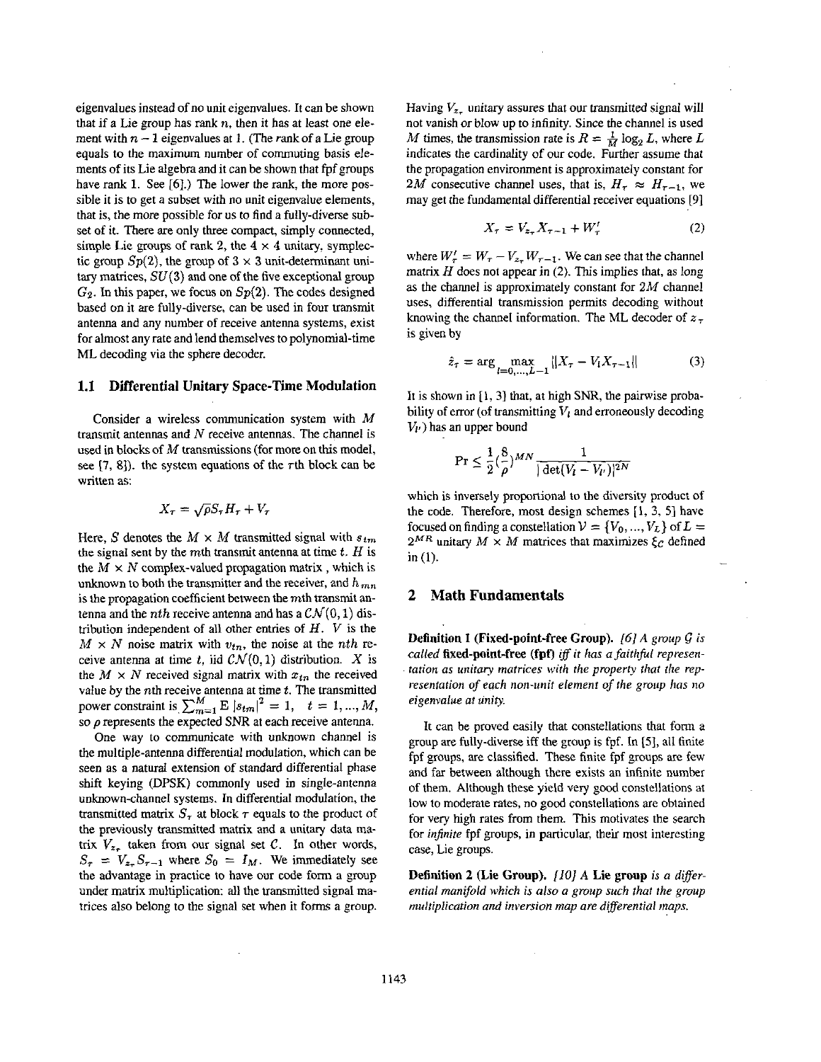eigenvalues instead of no unit eigenvalues. It can be shown that if a Lie group has rank $n$, then it has at least one element with $n-1$ eigenvalues at 1. (The *rank* of a Lie group equals to the maximum number of commuting basis elements of its Lie algebra and it can be shown that fpf groups have rank 1. See [6].) The lower the rank, the more possible it is to get a subset with no unit eigenvalue elements, that is, the more possible for us to find a fully-diverse subset of it. There are only three compact, simply connected, simple Lie groups of rank 2, the $4 \times 4$ unitary, symplectic group $Sp(2)$, the group of $3 \times 3$ unit-determinant unitary matrices, $SU(3)$ and one of the five exceptional group $G_2$. In this paper, we focus on $Sp(2)$. The codes designed based on it are fully-diverse, can be used in four transmit antenna and any number of receive antenna systems, exist for almost any rate and lend themselves to polynomial-time ML decoding via the sphere decoder.

### 1.1 Differential Unitary Space-Time Modulation

Consider a wireless communication system with $M$ transmit antennas and $N$ receive antennas. The channel is used in blocks of $M$ transmissions (for more on this model, see [7, 8]). the system equations of the $\tau$th block can be written as:

$$X_\tau = \sqrt{\rho} S_\tau H_\tau + V_\tau$$

Here, $S$ denotes the $M \times M$ transmitted signal with $s_{tm}$ the signal sent by the $m$th transmit antenna at time $t$. $H$ is the $M \times N$ complex-valued propagation matrix , which is unknown to both the transmitter and the receiver, and $h_{mn}$ is the propagation coefficient between the $m$th transmit antenna and the $nth$ receive antenna and has a $\mathcal{CN}(0,1)$ distribution independent of all other entries of $H$. $V$ is the $M \times N$ noise matrix with $v_{tn}$, the noise at the $nth$ receive antenna at time $t$, iid $\mathcal{CN}(0,1)$ distribution. $X$ is the $M \times N$ received signal matrix with $x_{tn}$ the received value by the $n$th receive antenna at time $t$. The transmitted power constraint is $\sum_{m=1}^{M} \mathrm{E}\, |s_{tm}|^2 = 1, \quad t = 1, ..., M,$ so $\rho$ represents the expected SNR at each receive antenna.

One way to communicate with unknown channel is the multiple-antenna differential modulation, which can be seen as a natural extension of standard differential phase shift keying (DPSK) commonly used in single-antenna unknown-channel systems. In differential modulation, the transmitted matrix $S_\tau$ at block $\tau$ equals to the product of the previously transmitted matrix and a unitary data matrix $V_{z_\tau}$ taken from our signal set $\mathcal{C}$. In other words, $S_\tau = V_{z_\tau} S_{\tau-1}$ where $S_0 = I_M$. We immediately see the advantage in practice to have our code form a group under matrix multiplication: all the transmitted signal matrices also belong to the signal set when it forms a group. Having $V_{z_\tau}$ unitary assures that our transmitted signal will not vanish or blow up to infinity. Since the channel is used $M$ times, the transmission rate is $R = \frac{1}{M}\log_2 L$, where $L$ indicates the cardinality of our code. Further assume that the propagation environment is approximately constant for $2M$ consecutive channel uses, that is, $H_\tau \approx H_{\tau-1}$, we may get the fundamental differential receiver equations [9]

$$X_\tau = V_{z_\tau} X_{\tau-1} + W_\tau' \tag{2}$$

where $W_\tau' = W_\tau - V_{z_\tau} W_{\tau-1}$. We can see that the channel matrix $H$ does not appear in (2). This implies that, as long as the channel is approximately constant for $2M$ channel uses, differential transmission permits decoding without knowing the channel information. The ML decoder of $z_\tau$ is given by

$$\hat{z}_\tau = \arg \max_{l=0,\ldots,L-1} \|X_\tau - V_l X_{\tau-1}\| \tag{3}$$

It is shown in [1, 3] that, at high SNR, the pairwise probability of error (of transmitting $V_l$ and erroneously decoding $V_{l'}$) has an upper bound

$$\Pr \leq \frac{1}{2}\left(\frac{8}{\rho}\right)^{MN} \frac{1}{|\det(V_l - V_{l'})|^{2N}}$$

which is inversely proportional to the diversity product of the code. Therefore, most design schemes [1, 3, 5] have focused on finding a constellation $\mathcal{V} = \{V_0, ..., V_L\}$ of $L = 2^{MR}$ unitary $M \times M$ matrices that maximizes $\xi_{\mathcal{C}}$ defined in (1).

## 2 Math Fundamentals

**Definition 1 (Fixed-point-free Group).** *[6] A group $\mathcal{G}$ is called* **fixed-point-free (fpf)** *iff it has a faithful representation as unitary matrices with the property that the representation of each non-unit element of the group has no eigenvalue at unity.*

It can be proved easily that constellations that form a group are fully-diverse iff the group is fpf. In [5], all finite fpf groups, are classified. These finite fpf groups are few and far between although there exists an infinite number of them. Although these yield very good constellations at low to moderate rates, no good constellations are obtained for very high rates from them. This motivates the search for *infinite* fpf groups, in particular, their most interesting case, Lie groups.

**Definition 2 (Lie Group).** *[10] A* **Lie group** *is a differential manifold which is also a group such that the group multiplication and inversion map are differential maps.*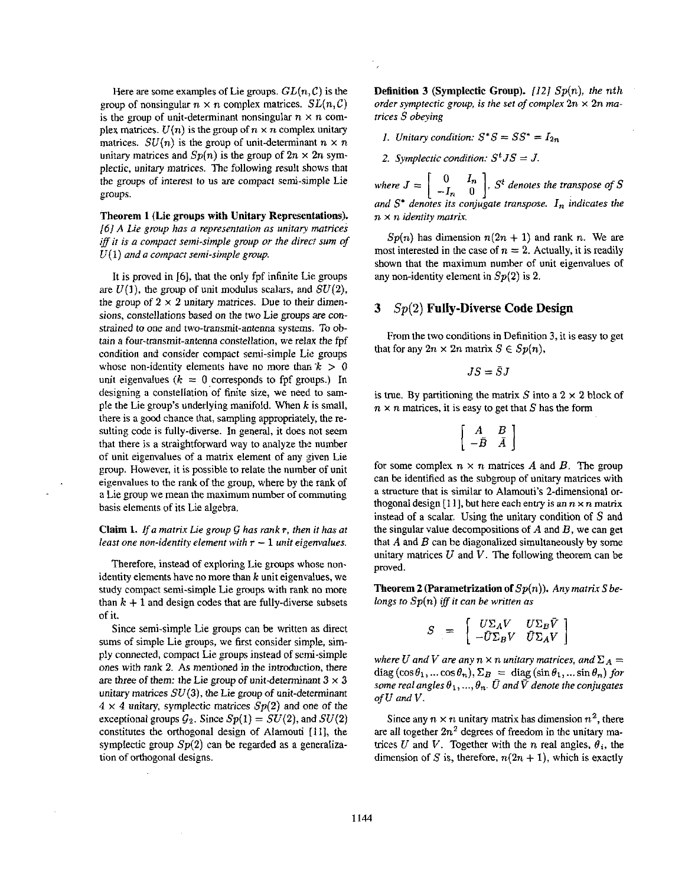Here are some examples of Lie groups. $GL(n, \mathcal{C})$ is the group of nonsingular $n \times n$ complex matrices. $SL(n, \mathcal{C})$ is the group of unit-determinant nonsingular $n \times n$ complex matrices. $U(n)$ is the group of $n \times n$ complex unitary matrices. $SU(n)$ is the group of unit-determinant $n \times n$ unitary matrices and $Sp(n)$ is the group of $2n \times 2n$ symplectic, unitary matrices. The following result shows that the groups of interest to us are compact semi-simple Lie groups.

**Theorem 1 (Lie groups with Unitary Representations).** *[6] A Lie group has a representation as unitary matrices iff it is a compact semi-simple group or the direct sum of $U(1)$ and a compact semi-simple group.*

It is proved in [6], that the only fpf infinite Lie groups are $U(1)$, the group of unit modulus scalars, and $SU(2)$, the group of $2 \times 2$ unitary matrices. Due to their dimensions, constellations based on the two Lie groups are constrained to one and two-transmit-antenna systems. To obtain a four-transmit-antenna constellation, we relax the fpf condition and consider compact semi-simple Lie groups whose non-identity elements have no more than $k > 0$ unit eigenvalues ($k = 0$ corresponds to fpf groups.) In designing a constellation of finite size, we need to sample the Lie group's underlying manifold. When $k$ is small, there is a good chance that, sampling appropriately, the resulting code is fully-diverse. In general, it does not seem that there is a straightforward way to analyze the number of unit eigenvalues of a matrix element of any given Lie group. However, it is possible to relate the number of unit eigenvalues to the rank of the group, where by the rank of a Lie group we mean the maximum number of commuting basis elements of its Lie algebra.

**Claim 1.** *If a matrix Lie group $\mathcal{G}$ has rank $r$, then it has at least one non-identity element with $r - 1$ unit eigenvalues.*

Therefore, instead of exploring Lie groups whose non-identity elements have no more than $k$ unit eigenvalues, we study compact semi-simple Lie groups with rank no more than $k + 1$ and design codes that are fully-diverse subsets of it.

Since semi-simple Lie groups can be written as direct sums of simple Lie groups, we first consider simple, simply connected, compact Lie groups instead of semi-simple ones with rank 2. As mentioned in the introduction, there are three of them: the Lie group of unit-determinant $3 \times 3$ unitary matrices $SU(3)$, the Lie group of unit-determinant $4 \times 4$ unitary, symplectic matrices $Sp(2)$ and one of the exceptional groups $\mathcal{G}_2$. Since $Sp(1) = SU(2)$, and $SU(2)$ constitutes the orthogonal design of Alamouti [11], the symplectic group $Sp(2)$ can be regarded as a generalization of orthogonal designs.

**Definition 3 (Symplectic Group).** *[12] $Sp(n)$, the $n$th order symplectic group, is the set of complex $2n \times 2n$ matrices $S$ obeying*

1. *Unitary condition: $S^*S = SS^* = I_{2n}$*
2. *Symplectic condition: $S^tJS = J$.*

*where* $J = \begin{bmatrix} 0 & I_n \\ -I_n & 0 \end{bmatrix}$, *$S^t$ denotes the transpose of $S$ and $S^*$ denotes its conjugate transpose. $I_n$ indicates the $n \times n$ identity matrix.*

$Sp(n)$ has dimension $n(2n + 1)$ and rank $n$. We are most interested in the case of $n = 2$. Actually, it is readily shown that the maximum number of unit eigenvalues of any non-identity element in $Sp(2)$ is 2.

## 3 $Sp(2)$ Fully-Diverse Code Design

From the two conditions in Definition 3, it is easy to get that for any $2n \times 2n$ matrix $S \in Sp(n)$,

$$JS = \bar{S}J$$

is true. By partitioning the matrix $S$ into a $2 \times 2$ block of $n \times n$ matrices, it is easy to get that $S$ has the form

$$\begin{bmatrix} A & B \\ -\bar{B} & \bar{A} \end{bmatrix}$$

for some complex $n \times n$ matrices $A$ and $B$. The group can be identified as the subgroup of unitary matrices with a structure that is similar to Alamouti's 2-dimensional orthogonal design [11], but here each entry is an $n \times n$ matrix instead of a scalar. Using the unitary condition of $S$ and the singular value decompositions of $A$ and $B$, we can get that $A$ and $B$ can be diagonalized simultaneously by some unitary matrices $U$ and $V$. The following theorem can be proved.

**Theorem 2 (Parametrization of $Sp(n)$).** *Any matrix $S$ belongs to $Sp(n)$ iff it can be written as*

$$S = \begin{bmatrix} U\Sigma_A V & U\Sigma_B \bar{V} \\ -\bar{U}\Sigma_B V & \bar{U}\Sigma_A \bar{V} \end{bmatrix}$$

*where $U$ and $V$ are any $n \times n$ unitary matrices, and $\Sigma_A = \operatorname{diag}(\cos\theta_1, \ldots \cos\theta_n)$, $\Sigma_B = \operatorname{diag}(\sin\theta_1, \ldots \sin\theta_n)$ for some real angles $\theta_1, \ldots, \theta_n$. $\bar{U}$ and $\bar{V}$ denote the conjugates of $U$ and $V$.*

Since any $n \times n$ unitary matrix has dimension $n^2$, there are all together $2n^2$ degrees of freedom in the unitary matrices $U$ and $V$. Together with the $n$ real angles, $\theta_i$, the dimension of $S$ is, therefore, $n(2n + 1)$, which is exactly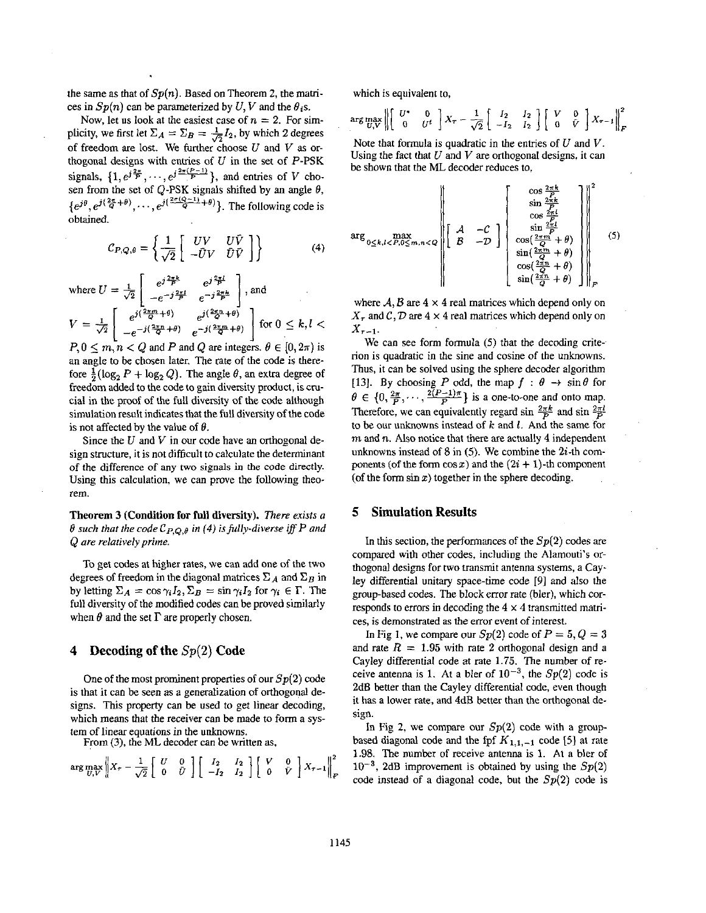the same as that of $Sp(n)$. Based on Theorem 2, the matrices in $Sp(n)$ can be parameterized by $U, V$ and the $\theta_i$s.

Now, let us look at the easiest case of $n = 2$. For simplicity, we first let $\Sigma_A = \Sigma_B = \frac{1}{\sqrt{2}} I_2$, by which 2 degrees of freedom are lost. We further choose $U$ and $V$ as orthogonal designs with entries of $U$ in the set of $P$-PSK signals, $\{1, e^{j\frac{2\pi}{P}}, \cdots, e^{j\frac{2\pi(P-1)}{P}}\}$, and entries of $V$ chosen from the set of $Q$-PSK signals shifted by an angle $\theta$, $\{e^{j\theta}, e^{j(\frac{2\pi}{Q}+\theta)}, \cdots, e^{j(\frac{2\pi(Q-1)}{Q}+\theta)}\}$. The following code is obtained.

$$\mathcal{C}_{P,Q,\theta} = \left\{ \frac{1}{\sqrt{2}} \begin{bmatrix} UV & U\bar{V} \\ -\bar{U}V & \bar{U}\bar{V} \end{bmatrix} \right\} \tag{4}$$

where $U = \frac{1}{\sqrt{2}} \begin{bmatrix} e^{j\frac{2\pi k}{P}} & e^{j\frac{2\pi l}{P}} \\ -e^{-j\frac{2\pi l}{P}} & e^{-j\frac{2\pi k}{P}} \end{bmatrix}$, and

$V = \frac{1}{\sqrt{2}} \begin{bmatrix} e^{j(\frac{2\pi m}{Q}+\theta)} & e^{j(\frac{2\pi n}{Q}+\theta)} \\ -e^{-j(\frac{2\pi n}{Q}+\theta)} & e^{-j(\frac{2\pi m}{Q}+\theta)} \end{bmatrix}$ for $0 \leq k, l < P, 0 \leq m, n < Q$ and $P$ and $Q$ are integers. $\theta \in [0, 2\pi)$ is an angle to be chosen later. The rate of the code is therefore $\frac{1}{2}(\log_2 P + \log_2 Q)$. The angle $\theta$, an extra degree of freedom added to the code to gain diversity product, is crucial in the proof of the full diversity of the code although simulation result indicates that the full diversity of the code is not affected by the value of $\theta$.

Since the $U$ and $V$ in our code have an orthogonal design structure, it is not difficult to calculate the determinant of the difference of any two signals in the code directly. Using this calculation, we can prove the following theorem.

**Theorem 3 (Condition for full diversity).** *There exists a $\theta$ such that the code $\mathcal{C}_{P,Q,\theta}$ in (4) is fully-diverse iff $P$ and $Q$ are relatively prime.*

To get codes at higher rates, we can add one of the two degrees of freedom in the diagonal matrices $\Sigma_A$ and $\Sigma_B$ in by letting $\Sigma_A = \cos\gamma_i I_2, \Sigma_B = \sin\gamma_i I_2$ for $\gamma_i \in \Gamma$. The full diversity of the modified codes can be proved similarly when $\theta$ and the set $\Gamma$ are properly chosen.

## 4 Decoding of the $Sp(2)$ Code

One of the most prominent properties of our $Sp(2)$ code is that it can be seen as a generalization of orthogonal designs. This property can be used to get linear decoding, which means that the receiver can be made to form a system of linear equations in the unknowns.

From (3), the ML decoder can be written as,

$$\arg\max_{U,V} \left\| X_\tau - \frac{1}{\sqrt{2}} \begin{bmatrix} U & 0 \\ 0 & \bar{U} \end{bmatrix} \begin{bmatrix} I_2 & I_2 \\ -I_2 & I_2 \end{bmatrix} \begin{bmatrix} V & 0 \\ 0 & \bar{V} \end{bmatrix} X_{\tau-1} \right\|_F^2$$

which is equivalent to,

$$\arg\max_{U,V} \left\| \begin{bmatrix} U^* & 0 \\ 0 & U^t \end{bmatrix} X_\tau - \frac{1}{\sqrt{2}} \begin{bmatrix} I_2 & I_2 \\ -I_2 & I_2 \end{bmatrix} \begin{bmatrix} V & 0 \\ 0 & \bar{V} \end{bmatrix} X_{\tau-1} \right\|_F^2$$

Note that formula is quadratic in the entries of $U$ and $V$. Using the fact that $U$ and $V$ are orthogonal designs, it can be shown that the ML decoder reduces to,

$$\arg\max_{0\leq k,l<P, 0\leq m,n<Q} \left\| \begin{bmatrix} \mathcal{A} & -\mathcal{C} \\ \mathcal{B} & -\mathcal{D} \end{bmatrix} \begin{bmatrix} \cos\frac{2\pi k}{P} \\ \sin\frac{2\pi k}{P} \\ \cos\frac{2\pi l}{P} \\ \sin\frac{2\pi l}{P} \\ \cos(\frac{2\pi m}{Q}+\theta) \\ \sin(\frac{2\pi m}{Q}+\theta) \\ \cos(\frac{2\pi n}{Q}+\theta) \\ \sin(\frac{2\pi n}{Q}+\theta) \end{bmatrix} \right\|_F^2 \tag{5}$$

where $\mathcal{A}, \mathcal{B}$ are $4 \times 4$ real matrices which depend only on $X_\tau$ and $\mathcal{C}, \mathcal{D}$ are $4 \times 4$ real matrices which depend only on $X_{\tau-1}$.

We can see form formula (5) that the decoding criterion is quadratic in the sine and cosine of the unknowns. Thus, it can be solved using the sphere decoder algorithm [13]. By choosing $P$ odd, the map $f : \theta \rightarrow \sin\theta$ for $\theta \in \{0, \frac{2\pi}{P}, \cdots, \frac{2(P-1)\pi}{P}\}$ is a one-to-one and onto map. Therefore, we can equivalently regard $\sin\frac{2\pi k}{P}$ and $\sin\frac{2\pi l}{P}$ to be our unknowns instead of $k$ and $l$. And the same for $m$ and $n$. Also notice that there are actually 4 independent unknowns instead of 8 in (5). We combine the $2i$-th components (of the form $\cos x$) and the $(2i+1)$-th component (of the form $\sin x$) together in the sphere decoding.

## 5 Simulation Results

In this section, the performances of the $Sp(2)$ codes are compared with other codes, including the Alamouti's orthogonal designs for two transmit antenna systems, a Cayley differential unitary space-time code [9] and also the group-based codes. The block error rate (bler), which corresponds to errors in decoding the $4 \times 4$ transmitted matrices, is demonstrated as the error event of interest.

In Fig 1, we compare our $Sp(2)$ code of $P = 5, Q = 3$ and rate $R = 1.95$ with rate 2 orthogonal design and a Cayley differential code at rate 1.75. The number of receive antenna is 1. At a bler of $10^{-3}$, the $Sp(2)$ code is 2dB better than the Cayley differential code, even though it has a lower rate, and 4dB better than the orthogonal design.

In Fig 2, we compare our $Sp(2)$ code with a group-based diagonal code and the fpf $K_{1,1,-1}$ code [5] at rate 1.98. The number of receive antenna is 1. At a bler of $10^{-3}$, 2dB improvement is obtained by using the $Sp(2)$ code instead of a diagonal code, but the $Sp(2)$ code is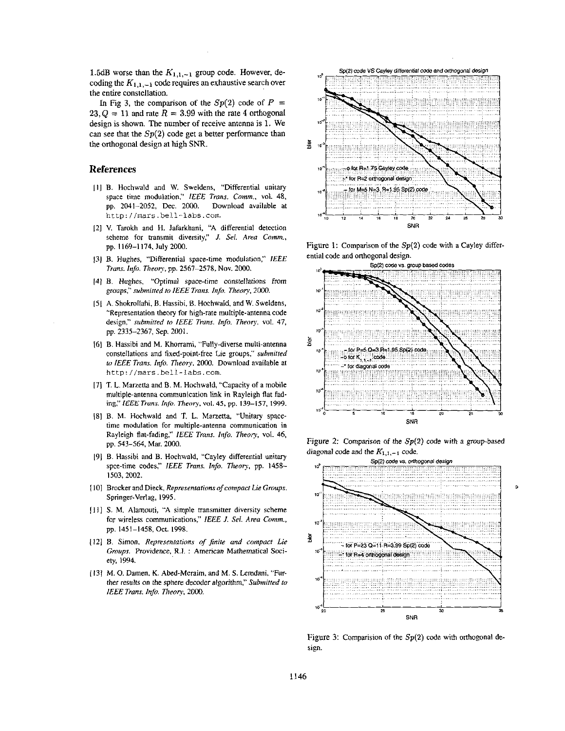1.5dB worse than the $K_{1,1,-1}$ group code. However, decoding the $K_{1,1,-1}$ code requires an exhaustive search over the entire constellation.

In Fig 3, the comparison of the $Sp(2)$ code of $P = 23, Q = 11$ and rate $R = 3.99$ with the rate 4 orthogonal design is shown. The number of receive antenna is 1. We can see that the $Sp(2)$ code get a better performance than the orthogonal design at high SNR.

## References

[1] B. Hochwald and W. Sweldens, "Differential unitary space time modulation," *IEEE Trans. Comm.*, vol. 48, pp. 2041–2052, Dec. 2000. Download available at http://mars.bell-labs.com.

[2] V. Tarokh and H. Jafarkhani, "A differential detection scheme for transmit diversity," *J. Sel. Area Comm.*, pp. 1169–1174, July 2000.

[3] B. Hughes, "Differential space-time modulation," *IEEE Trans. Info. Theory*, pp. 2567–2578, Nov. 2000.

[4] B. Hughes, "Optimal space-time constellations from groups," *submitted to IEEE Trans. Info. Theory*, 2000.

[5] A. Shokrollahi, B. Hassibi, B. Hochwald, and W. Sweldens, "Representation theory for high-rate multiple-antenna code design," *submitted to IEEE Trans. Info. Theory*, vol. 47, pp. 2335–2367, Sep. 2001.

[6] B. Hassibi and M. Khorrami, "Fully-diverse multi-antenna constellations and fixed-point-free Lie groups," *submitted to IEEE Trans. Info. Theory*, 2000. Download available at http://mars.bell-labs.com.

[7] T. L. Marzetta and B. M. Hochwald, "Capacity of a mobile multiple-antenna communication link in Rayleigh flat fading," *IEEE Trans. Info. Theory*, vol. 45, pp. 139–157, 1999.

[8] B. M. Hochwald and T. L. Marzetta, "Unitary space-time modulation for multiple-antenna communication in Rayleigh flat-fading," *IEEE Trans. Info. Theory*, vol. 46, pp. 543–564, Mar. 2000.

[9] B. Hassibi and B. Hochwald, "Cayley differential unitary spce-time codes," *IEEE Trans. Info. Theory*, pp. 1458–1503, 2002.

[10] Brocker and Dieck, *Representations of compact Lie Groups*. Springer-Verlag, 1995.

[11] S. M. Alamouti, "A simple transmitter diversity scheme for wireless communications," *IEEE J. Sel. Area Comm.*, pp. 1451–1458, Oct. 1998.

[12] B. Simon, *Representations of finite and compact Lie Groups*. Providence, R.I. : American Mathematical Society, 1994.

[13] M. O. Damen, K. Abed-Meraim, and M. S. Lemdani, "Further results on the sphere decoder algorithm," *Submitted to IEEE Trans. Info. Theory*, 2000.

Sp(2) code VS Cayley differential code and orthogonal design

-o for R=1.75 Cayley code
-* for R=2 orthogonal design
– for M=5 N=3, R=1.95 Sp(2) code

bler

SNR

Figure 1: Comparison of the $Sp(2)$ code with a Cayley differential code and orthogonal design.

Sp(2) code vs. group based codes

– for P=5 Q=3 R=1.95 Sp(2) code
-o for $K_{1,1,-1}$ code
-* for diagonal code

bler

SNR

Figure 2: Comparison of the $Sp(2)$ code with a group-based diagonal code and the $K_{1,1,-1}$ code.

Sp(2) code vs. orthogonal design

– for P=23 Q=11 R=3.99 Sp(2) code
-* for R=4 orthogonal design

bler

SNR

Figure 3: Comparision of the $Sp(2)$ code with orthogonal design.